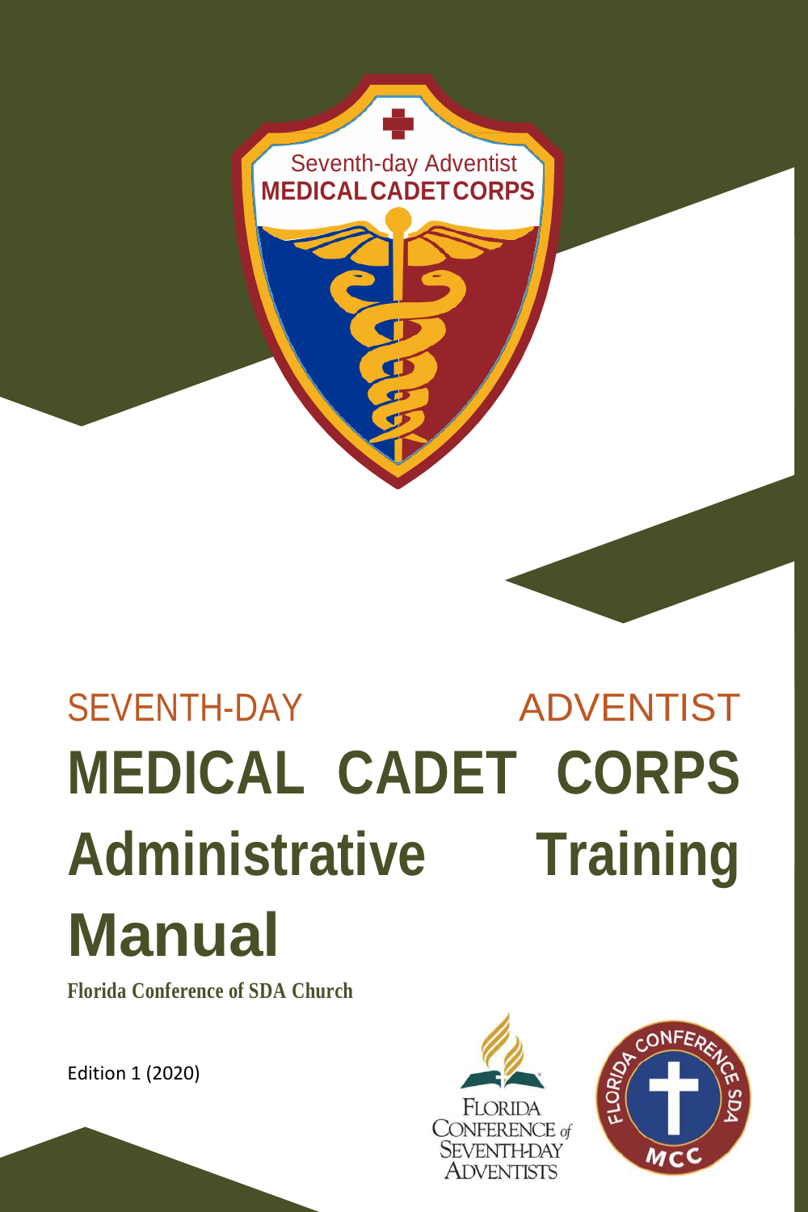SEVENTH-DAY ADVENTIST

# MEDICAL CADET CORPS Administrative Training Manual

**Florida Conference of SDA Church**

Edition 1 (2020)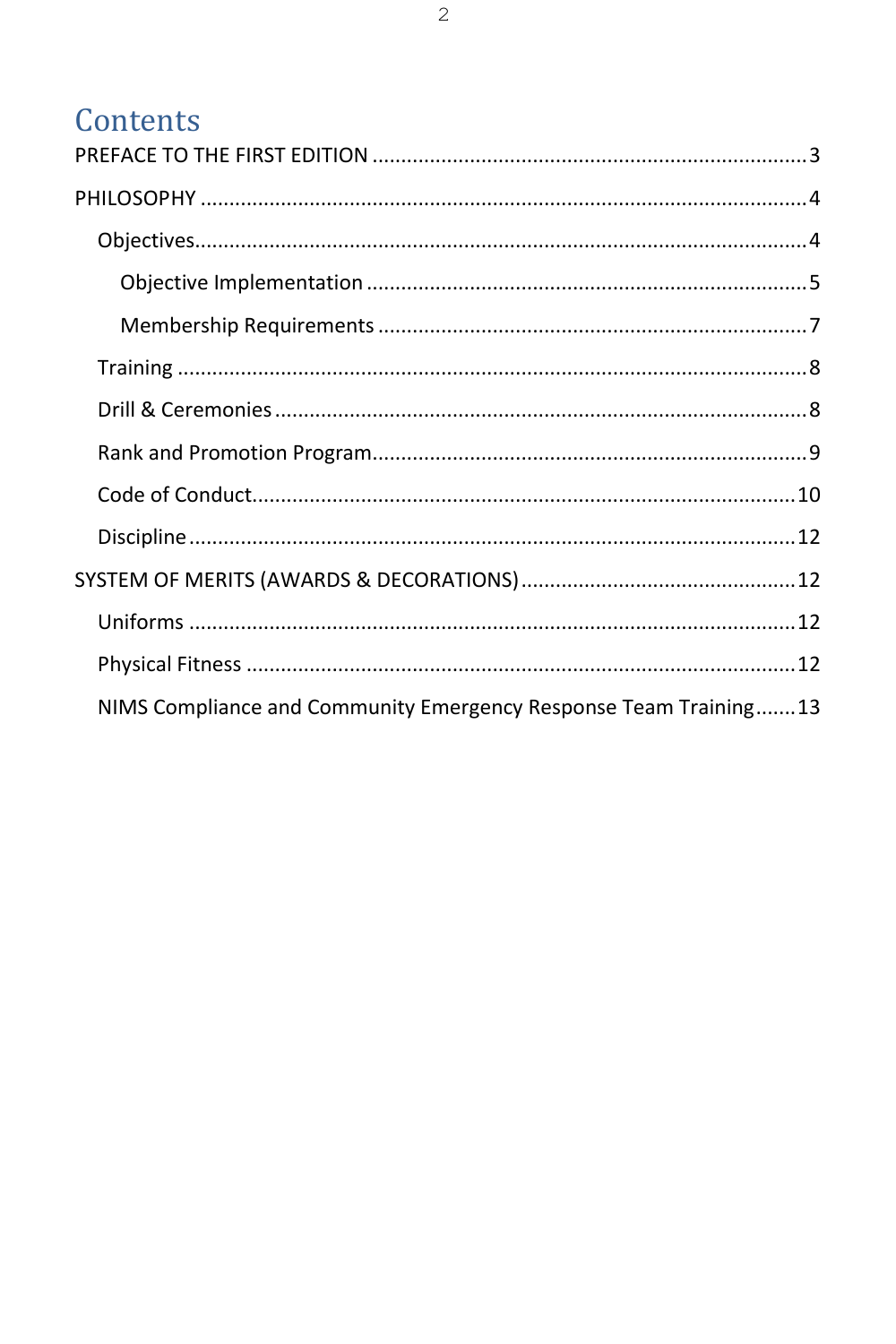# Contents

PREFACE TO THE FIRST EDITION ....................................................................... 3

PHILOSOPHY ....................................................................................................... 4

- Objectives ..................................................................................................... 4
  - Objective Implementation ........................................................................ 5
  - Membership Requirements ...................................................................... 7
- Training ......................................................................................................... 8
- Drill & Ceremonies ........................................................................................ 8
- Rank and Promotion Program ....................................................................... 9
- Code of Conduct .......................................................................................... 10
- Discipline ..................................................................................................... 12

SYSTEM OF MERITS (AWARDS & DECORATIONS) ............................................ 12

- Uniforms ...................................................................................................... 12
- Physical Fitness ........................................................................................... 12
- NIMS Compliance and Community Emergency Response Team Training ....... 13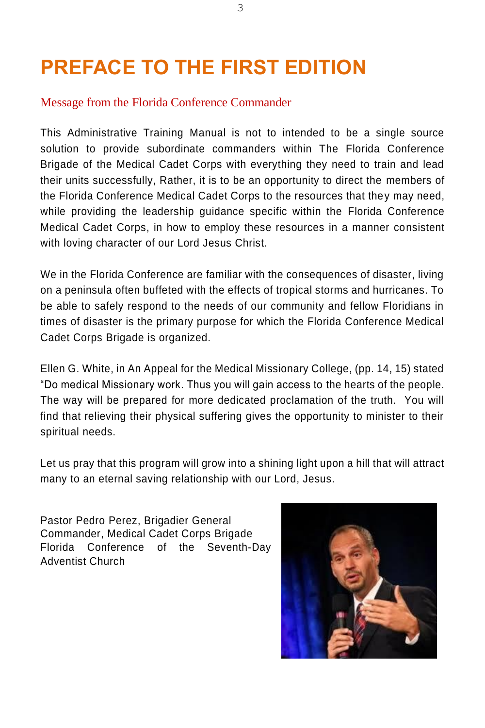# PREFACE TO THE FIRST EDITION

## Message from the Florida Conference Commander

This Administrative Training Manual is not to intended to be a single source solution to provide subordinate commanders within The Florida Conference Brigade of the Medical Cadet Corps with everything they need to train and lead their units successfully, Rather, it is to be an opportunity to direct the members of the Florida Conference Medical Cadet Corps to the resources that they may need, while providing the leadership guidance specific within the Florida Conference Medical Cadet Corps, in how to employ these resources in a manner consistent with loving character of our Lord Jesus Christ.

We in the Florida Conference are familiar with the consequences of disaster, living on a peninsula often buffeted with the effects of tropical storms and hurricanes. To be able to safely respond to the needs of our community and fellow Floridians in times of disaster is the primary purpose for which the Florida Conference Medical Cadet Corps Brigade is organized.

Ellen G. White, in An Appeal for the Medical Missionary College, (pp. 14, 15) stated "Do medical Missionary work. Thus you will gain access to the hearts of the people. The way will be prepared for more dedicated proclamation of the truth. You will find that relieving their physical suffering gives the opportunity to minister to their spiritual needs.

Let us pray that this program will grow into a shining light upon a hill that will attract many to an eternal saving relationship with our Lord, Jesus.

Pastor Pedro Perez, Brigadier General
Commander, Medical Cadet Corps Brigade
Florida Conference of the Seventh-Day Adventist Church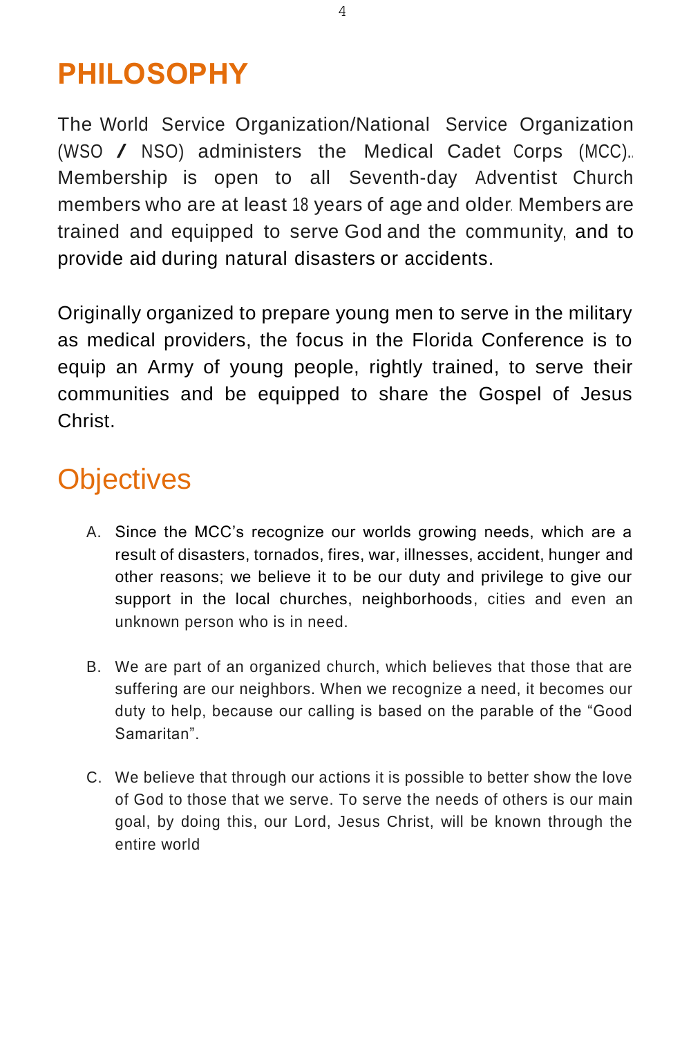# PHILOSOPHY

The World Service Organization/National Service Organization (WSO / NSO) administers the Medical Cadet Corps (MCC). Membership is open to all Seventh-day Adventist Church members who are at least 18 years of age and older. Members are trained and equipped to serve God and the community, and to provide aid during natural disasters or accidents.

Originally organized to prepare young men to serve in the military as medical providers, the focus in the Florida Conference is to equip an Army of young people, rightly trained, to serve their communities and be equipped to share the Gospel of Jesus Christ.

## Objectives

A. Since the MCC's recognize our worlds growing needs, which are a result of disasters, tornados, fires, war, illnesses, accident, hunger and other reasons; we believe it to be our duty and privilege to give our support in the local churches, neighborhoods, cities and even an unknown person who is in need.

B. We are part of an organized church, which believes that those that are suffering are our neighbors. When we recognize a need, it becomes our duty to help, because our calling is based on the parable of the "Good Samaritan".

C. We believe that through our actions it is possible to better show the love of God to those that we serve. To serve the needs of others is our main goal, by doing this, our Lord, Jesus Christ, will be known through the entire world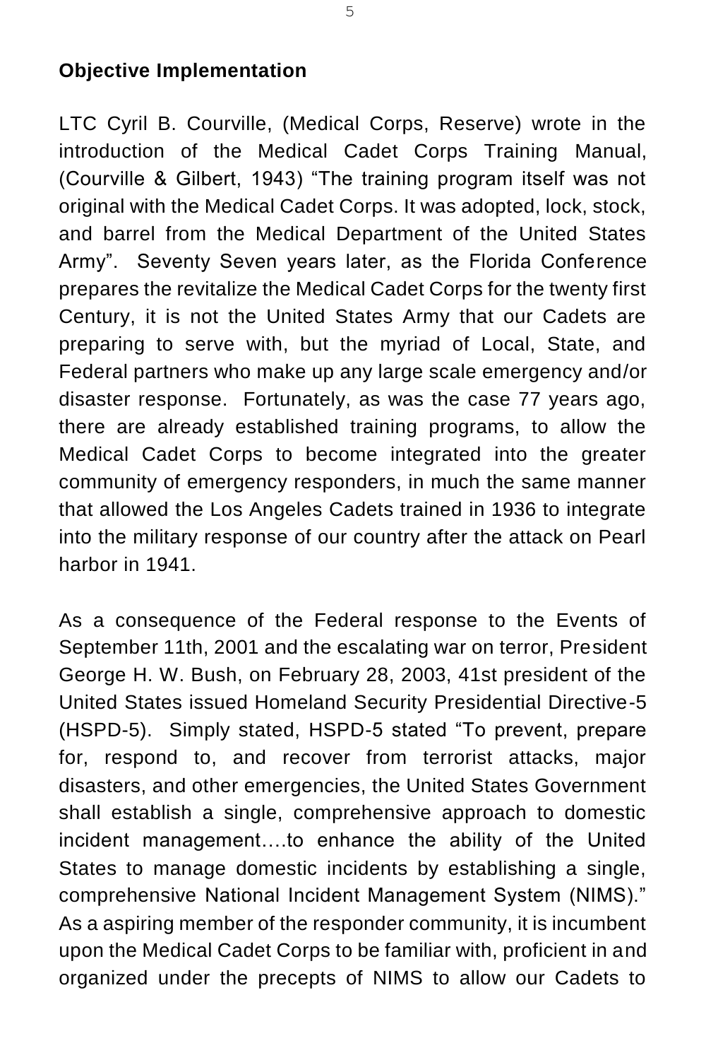**Objective Implementation**

LTC Cyril B. Courville, (Medical Corps, Reserve) wrote in the introduction of the Medical Cadet Corps Training Manual, (Courville & Gilbert, 1943) "The training program itself was not original with the Medical Cadet Corps. It was adopted, lock, stock, and barrel from the Medical Department of the United States Army". Seventy Seven years later, as the Florida Conference prepares the revitalize the Medical Cadet Corps for the twenty first Century, it is not the United States Army that our Cadets are preparing to serve with, but the myriad of Local, State, and Federal partners who make up any large scale emergency and/or disaster response. Fortunately, as was the case 77 years ago, there are already established training programs, to allow the Medical Cadet Corps to become integrated into the greater community of emergency responders, in much the same manner that allowed the Los Angeles Cadets trained in 1936 to integrate into the military response of our country after the attack on Pearl harbor in 1941.

As a consequence of the Federal response to the Events of September 11th, 2001 and the escalating war on terror, President George H. W. Bush, on February 28, 2003, 41st president of the United States issued Homeland Security Presidential Directive-5 (HSPD-5). Simply stated, HSPD-5 stated "To prevent, prepare for, respond to, and recover from terrorist attacks, major disasters, and other emergencies, the United States Government shall establish a single, comprehensive approach to domestic incident management….to enhance the ability of the United States to manage domestic incidents by establishing a single, comprehensive National Incident Management System (NIMS)." As a aspiring member of the responder community, it is incumbent upon the Medical Cadet Corps to be familiar with, proficient in and organized under the precepts of NIMS to allow our Cadets to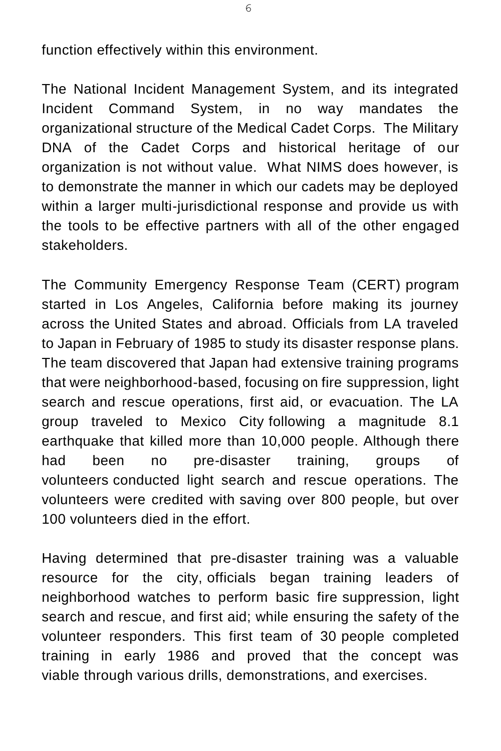function effectively within this environment.

The National Incident Management System, and its integrated Incident Command System, in no way mandates the organizational structure of the Medical Cadet Corps. The Military DNA of the Cadet Corps and historical heritage of our organization is not without value. What NIMS does however, is to demonstrate the manner in which our cadets may be deployed within a larger multi-jurisdictional response and provide us with the tools to be effective partners with all of the other engaged stakeholders.

The Community Emergency Response Team (CERT) program started in Los Angeles, California before making its journey across the United States and abroad. Officials from LA traveled to Japan in February of 1985 to study its disaster response plans. The team discovered that Japan had extensive training programs that were neighborhood-based, focusing on fire suppression, light search and rescue operations, first aid, or evacuation. The LA group traveled to Mexico City following a magnitude 8.1 earthquake that killed more than 10,000 people. Although there had been no pre-disaster training, groups of volunteers conducted light search and rescue operations. The volunteers were credited with saving over 800 people, but over 100 volunteers died in the effort.

Having determined that pre-disaster training was a valuable resource for the city, officials began training leaders of neighborhood watches to perform basic fire suppression, light search and rescue, and first aid; while ensuring the safety of the volunteer responders. This first team of 30 people completed training in early 1986 and proved that the concept was viable through various drills, demonstrations, and exercises.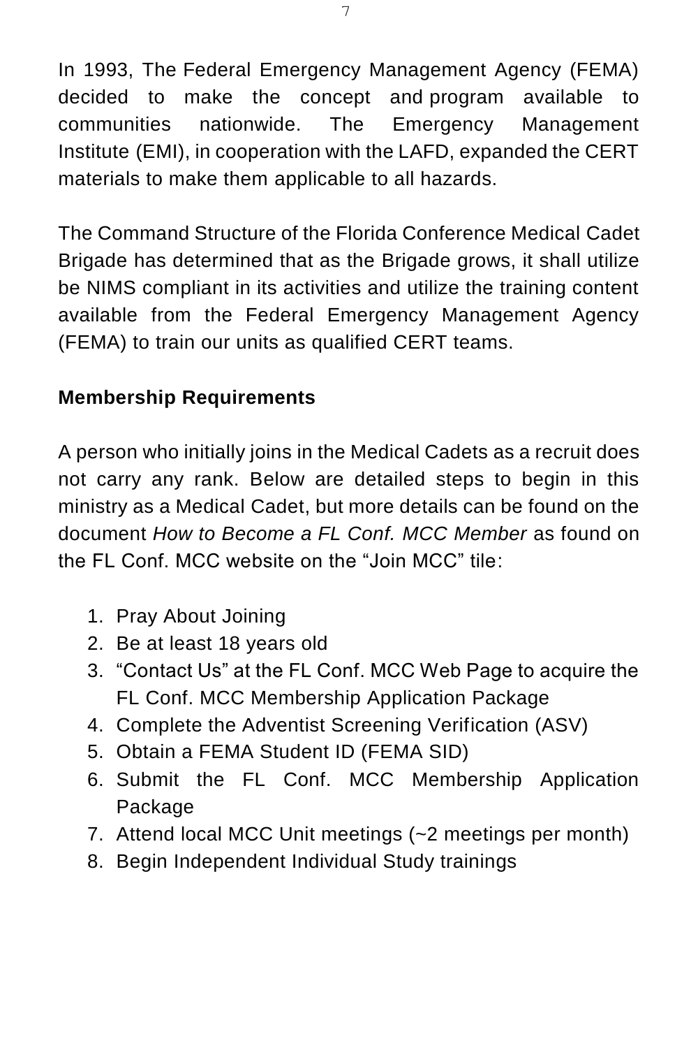In 1993, The Federal Emergency Management Agency (FEMA) decided to make the concept and program available to communities nationwide. The Emergency Management Institute (EMI), in cooperation with the LAFD, expanded the CERT materials to make them applicable to all hazards.

The Command Structure of the Florida Conference Medical Cadet Brigade has determined that as the Brigade grows, it shall utilize be NIMS compliant in its activities and utilize the training content available from the Federal Emergency Management Agency (FEMA) to train our units as qualified CERT teams.

**Membership Requirements**

A person who initially joins in the Medical Cadets as a recruit does not carry any rank. Below are detailed steps to begin in this ministry as a Medical Cadet, but more details can be found on the document *How to Become a FL Conf. MCC Member* as found on the FL Conf. MCC website on the "Join MCC" tile:

1. Pray About Joining
2. Be at least 18 years old
3. "Contact Us" at the FL Conf. MCC Web Page to acquire the FL Conf. MCC Membership Application Package
4. Complete the Adventist Screening Verification (ASV)
5. Obtain a FEMA Student ID (FEMA SID)
6. Submit the FL Conf. MCC Membership Application Package
7. Attend local MCC Unit meetings (~2 meetings per month)
8. Begin Independent Individual Study trainings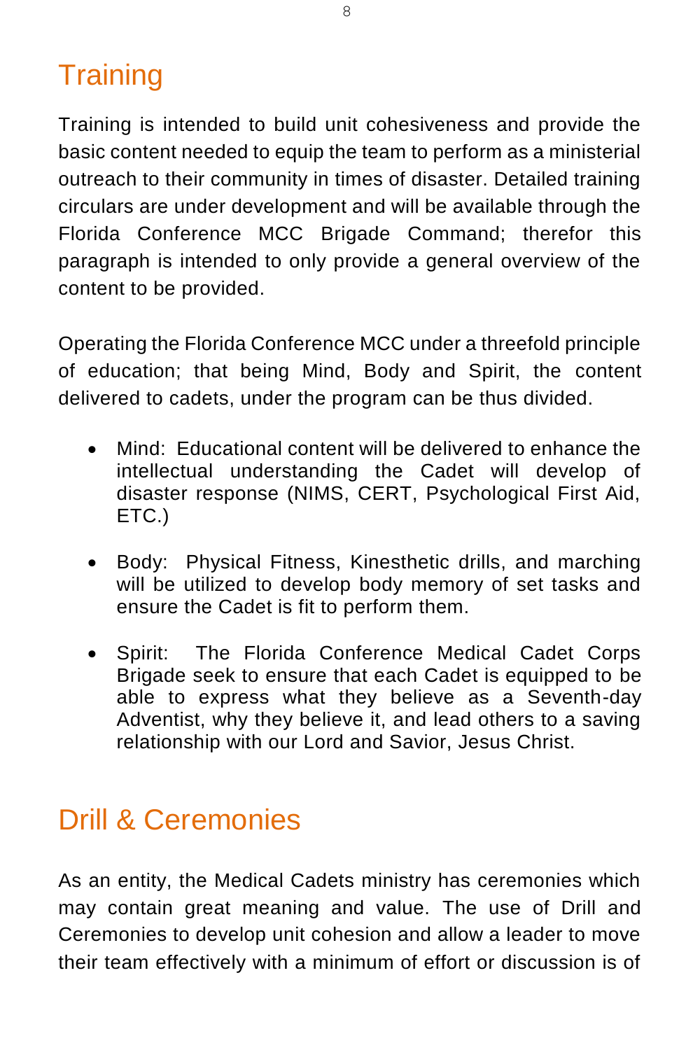## Training

Training is intended to build unit cohesiveness and provide the basic content needed to equip the team to perform as a ministerial outreach to their community in times of disaster. Detailed training circulars are under development and will be available through the Florida Conference MCC Brigade Command; therefor this paragraph is intended to only provide a general overview of the content to be provided.

Operating the Florida Conference MCC under a threefold principle of education; that being Mind, Body and Spirit, the content delivered to cadets, under the program can be thus divided.

- Mind: Educational content will be delivered to enhance the intellectual understanding the Cadet will develop of disaster response (NIMS, CERT, Psychological First Aid, ETC.)
- Body: Physical Fitness, Kinesthetic drills, and marching will be utilized to develop body memory of set tasks and ensure the Cadet is fit to perform them.
- Spirit: The Florida Conference Medical Cadet Corps Brigade seek to ensure that each Cadet is equipped to be able to express what they believe as a Seventh-day Adventist, why they believe it, and lead others to a saving relationship with our Lord and Savior, Jesus Christ.

## Drill & Ceremonies

As an entity, the Medical Cadets ministry has ceremonies which may contain great meaning and value. The use of Drill and Ceremonies to develop unit cohesion and allow a leader to move their team effectively with a minimum of effort or discussion is of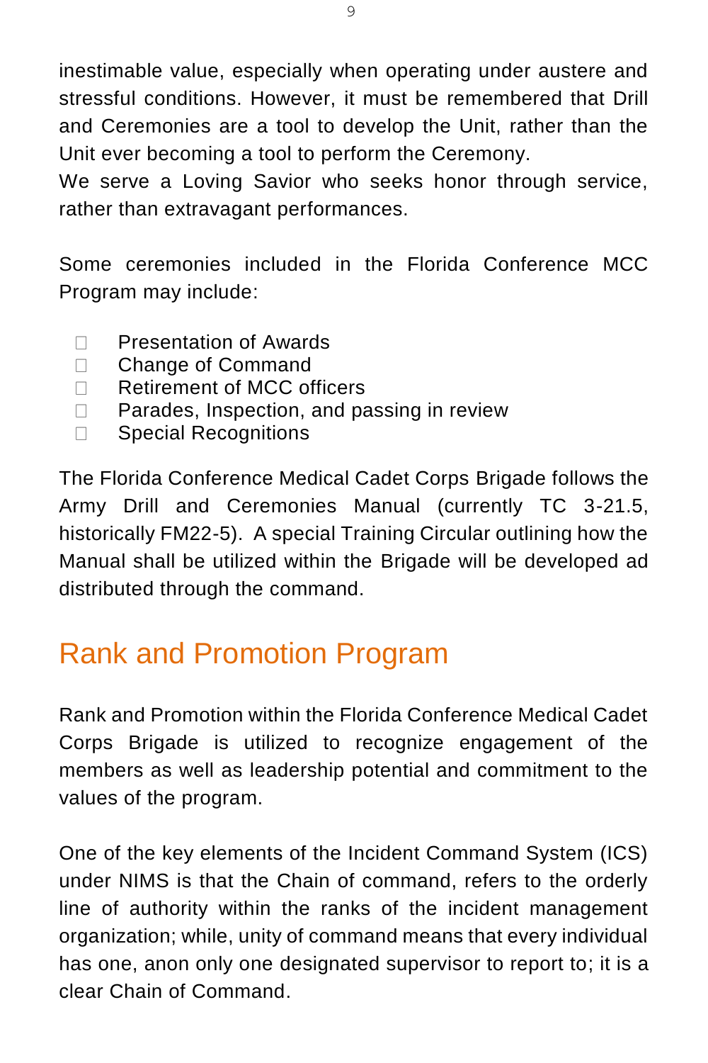inestimable value, especially when operating under austere and stressful conditions. However, it must be remembered that Drill and Ceremonies are a tool to develop the Unit, rather than the Unit ever becoming a tool to perform the Ceremony.
We serve a Loving Savior who seeks honor through service, rather than extravagant performances.

Some ceremonies included in the Florida Conference MCC Program may include:

- Presentation of Awards
- Change of Command
- Retirement of MCC officers
- Parades, Inspection, and passing in review
- Special Recognitions

The Florida Conference Medical Cadet Corps Brigade follows the Army Drill and Ceremonies Manual (currently TC 3-21.5, historically FM22-5). A special Training Circular outlining how the Manual shall be utilized within the Brigade will be developed ad distributed through the command.

## Rank and Promotion Program

Rank and Promotion within the Florida Conference Medical Cadet Corps Brigade is utilized to recognize engagement of the members as well as leadership potential and commitment to the values of the program.

One of the key elements of the Incident Command System (ICS) under NIMS is that the Chain of command, refers to the orderly line of authority within the ranks of the incident management organization; while, unity of command means that every individual has one, anon only one designated supervisor to report to; it is a clear Chain of Command.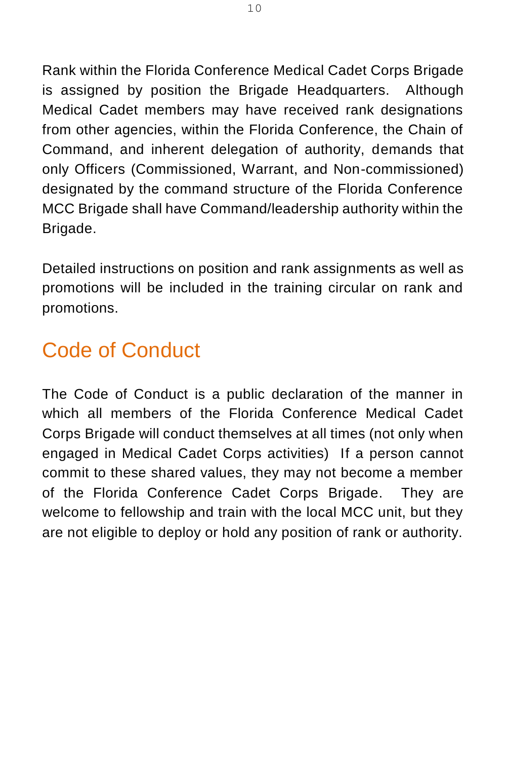Rank within the Florida Conference Medical Cadet Corps Brigade is assigned by position the Brigade Headquarters. Although Medical Cadet members may have received rank designations from other agencies, within the Florida Conference, the Chain of Command, and inherent delegation of authority, demands that only Officers (Commissioned, Warrant, and Non-commissioned) designated by the command structure of the Florida Conference MCC Brigade shall have Command/leadership authority within the Brigade.

Detailed instructions on position and rank assignments as well as promotions will be included in the training circular on rank and promotions.

## Code of Conduct

The Code of Conduct is a public declaration of the manner in which all members of the Florida Conference Medical Cadet Corps Brigade will conduct themselves at all times (not only when engaged in Medical Cadet Corps activities) If a person cannot commit to these shared values, they may not become a member of the Florida Conference Cadet Corps Brigade. They are welcome to fellowship and train with the local MCC unit, but they are not eligible to deploy or hold any position of rank or authority.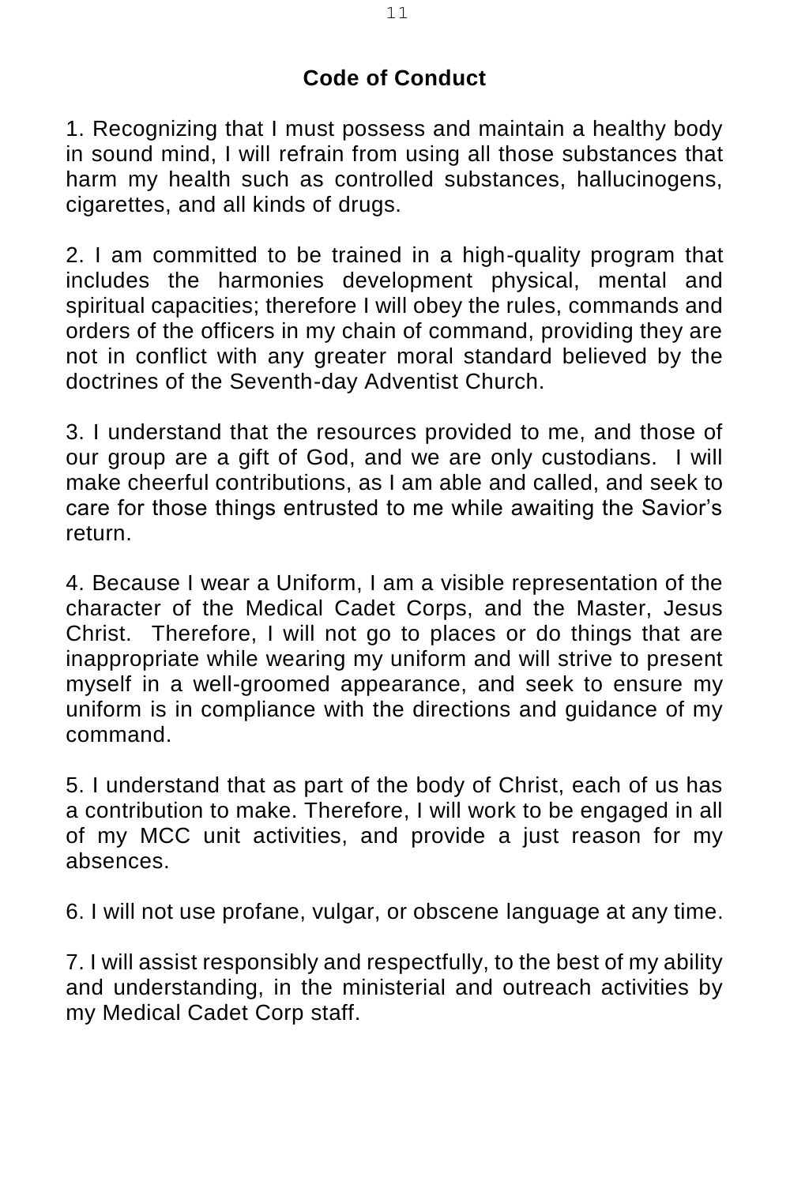# Code of Conduct

1. Recognizing that I must possess and maintain a healthy body in sound mind, I will refrain from using all those substances that harm my health such as controlled substances, hallucinogens, cigarettes, and all kinds of drugs.

2. I am committed to be trained in a high-quality program that includes the harmonies development physical, mental and spiritual capacities; therefore I will obey the rules, commands and orders of the officers in my chain of command, providing they are not in conflict with any greater moral standard believed by the doctrines of the Seventh-day Adventist Church.

3. I understand that the resources provided to me, and those of our group are a gift of God, and we are only custodians. I will make cheerful contributions, as I am able and called, and seek to care for those things entrusted to me while awaiting the Savior's return.

4. Because I wear a Uniform, I am a visible representation of the character of the Medical Cadet Corps, and the Master, Jesus Christ. Therefore, I will not go to places or do things that are inappropriate while wearing my uniform and will strive to present myself in a well-groomed appearance, and seek to ensure my uniform is in compliance with the directions and guidance of my command.

5. I understand that as part of the body of Christ, each of us has a contribution to make. Therefore, I will work to be engaged in all of my MCC unit activities, and provide a just reason for my absences.

6. I will not use profane, vulgar, or obscene language at any time.

7. I will assist responsibly and respectfully, to the best of my ability and understanding, in the ministerial and outreach activities by my Medical Cadet Corp staff.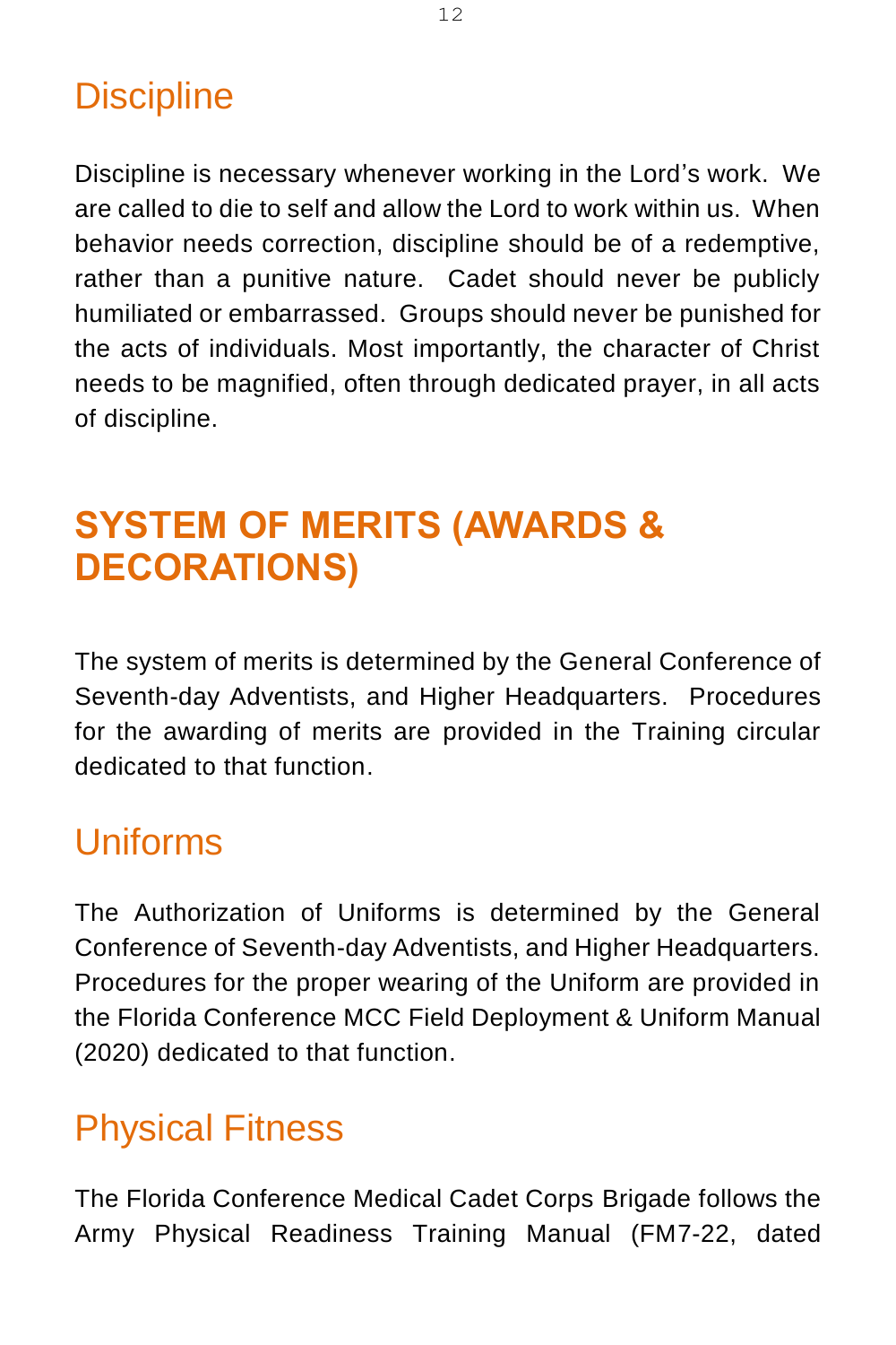## Discipline

Discipline is necessary whenever working in the Lord's work. We are called to die to self and allow the Lord to work within us. When behavior needs correction, discipline should be of a redemptive, rather than a punitive nature. Cadet should never be publicly humiliated or embarrassed. Groups should never be punished for the acts of individuals. Most importantly, the character of Christ needs to be magnified, often through dedicated prayer, in all acts of discipline.

# SYSTEM OF MERITS (AWARDS & DECORATIONS)

The system of merits is determined by the General Conference of Seventh-day Adventists, and Higher Headquarters. Procedures for the awarding of merits are provided in the Training circular dedicated to that function.

## Uniforms

The Authorization of Uniforms is determined by the General Conference of Seventh-day Adventists, and Higher Headquarters. Procedures for the proper wearing of the Uniform are provided in the Florida Conference MCC Field Deployment & Uniform Manual (2020) dedicated to that function.

## Physical Fitness

The Florida Conference Medical Cadet Corps Brigade follows the Army Physical Readiness Training Manual (FM7-22, dated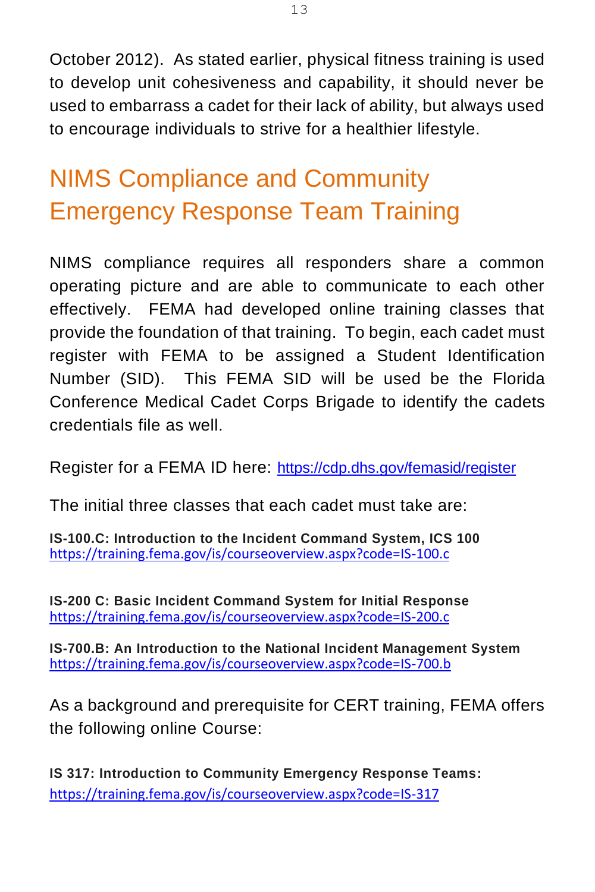October 2012). As stated earlier, physical fitness training is used to develop unit cohesiveness and capability, it should never be used to embarrass a cadet for their lack of ability, but always used to encourage individuals to strive for a healthier lifestyle.

## NIMS Compliance and Community Emergency Response Team Training

NIMS compliance requires all responders share a common operating picture and are able to communicate to each other effectively. FEMA had developed online training classes that provide the foundation of that training. To begin, each cadet must register with FEMA to be assigned a Student Identification Number (SID). This FEMA SID will be used be the Florida Conference Medical Cadet Corps Brigade to identify the cadets credentials file as well.

Register for a FEMA ID here: https://cdp.dhs.gov/femasid/register

The initial three classes that each cadet must take are:

**IS-100.C: Introduction to the Incident Command System, ICS 100**
https://training.fema.gov/is/courseoverview.aspx?code=IS-100.c

**IS-200 C: Basic Incident Command System for Initial Response**
https://training.fema.gov/is/courseoverview.aspx?code=IS-200.c

**IS-700.B: An Introduction to the National Incident Management System**
https://training.fema.gov/is/courseoverview.aspx?code=IS-700.b

As a background and prerequisite for CERT training, FEMA offers the following online Course:

**IS 317: Introduction to Community Emergency Response Teams:**
https://training.fema.gov/is/courseoverview.aspx?code=IS-317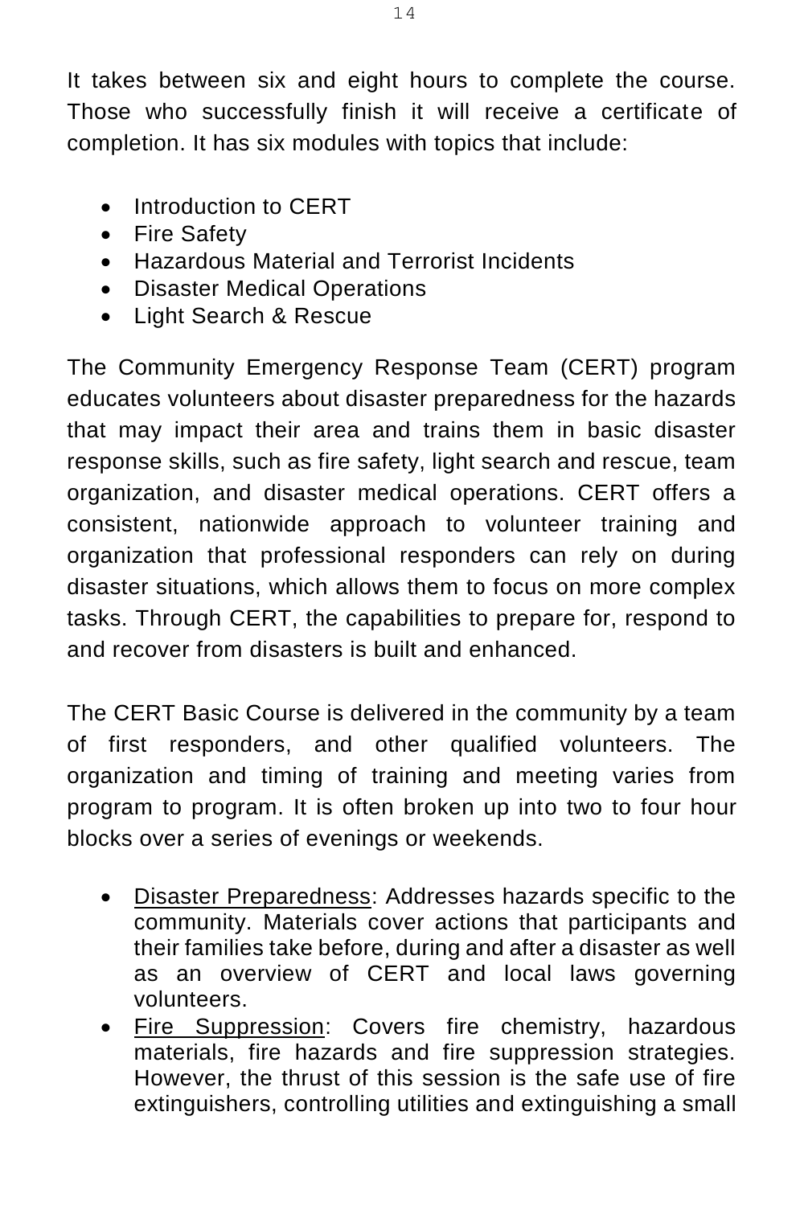It takes between six and eight hours to complete the course. Those who successfully finish it will receive a certificate of completion. It has six modules with topics that include:

- Introduction to CERT
- Fire Safety
- Hazardous Material and Terrorist Incidents
- Disaster Medical Operations
- Light Search & Rescue

The Community Emergency Response Team (CERT) program educates volunteers about disaster preparedness for the hazards that may impact their area and trains them in basic disaster response skills, such as fire safety, light search and rescue, team organization, and disaster medical operations. CERT offers a consistent, nationwide approach to volunteer training and organization that professional responders can rely on during disaster situations, which allows them to focus on more complex tasks. Through CERT, the capabilities to prepare for, respond to and recover from disasters is built and enhanced.

The CERT Basic Course is delivered in the community by a team of first responders, and other qualified volunteers. The organization and timing of training and meeting varies from program to program. It is often broken up into two to four hour blocks over a series of evenings or weekends.

- <u>Disaster Preparedness</u>: Addresses hazards specific to the community. Materials cover actions that participants and their families take before, during and after a disaster as well as an overview of CERT and local laws governing volunteers.
- <u>Fire Suppression</u>: Covers fire chemistry, hazardous materials, fire hazards and fire suppression strategies. However, the thrust of this session is the safe use of fire extinguishers, controlling utilities and extinguishing a small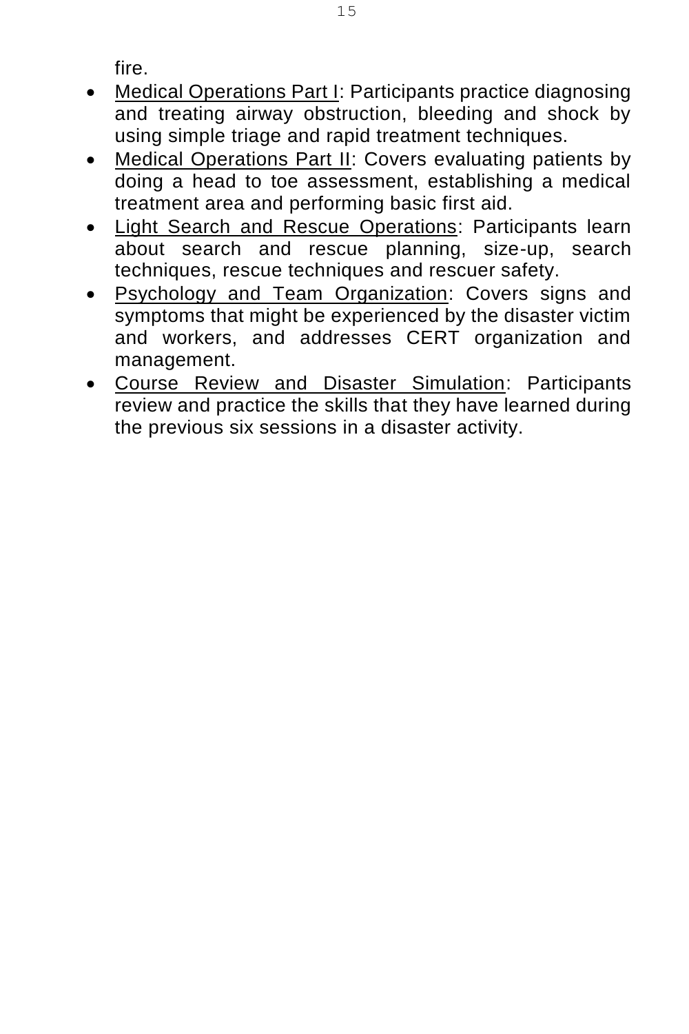fire.

- Medical Operations Part I: Participants practice diagnosing and treating airway obstruction, bleeding and shock by using simple triage and rapid treatment techniques.
- Medical Operations Part II: Covers evaluating patients by doing a head to toe assessment, establishing a medical treatment area and performing basic first aid.
- Light Search and Rescue Operations: Participants learn about search and rescue planning, size-up, search techniques, rescue techniques and rescuer safety.
- Psychology and Team Organization: Covers signs and symptoms that might be experienced by the disaster victim and workers, and addresses CERT organization and management.
- Course Review and Disaster Simulation: Participants review and practice the skills that they have learned during the previous six sessions in a disaster activity.